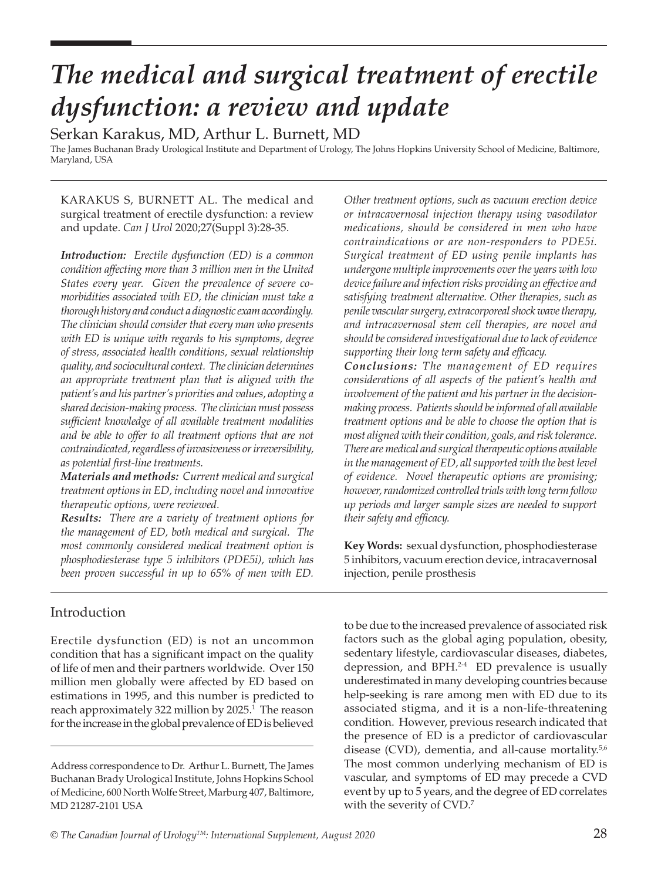# The medical and surgical treatment of erectile dysfunction: a review and update

Serkan Karakus, MD, Arthur L. Burnett, MD

The James Buchanan Brady Urological Institute and Department of Urology, The Johns Hopkins University School of Medicine, Baltimore, Maryland, USA

KARAKUS S, BURNETT AL. The medical and surgical treatment of erectile dysfunction: a review and update. *Can J Urol* 2020;27(Suppl 3):28-35.

***Introduction:*** *Erectile dysfunction (ED) is a common condition affecting more than 3 million men in the United States every year. Given the prevalence of severe co-morbidities associated with ED, the clinician must take a thorough history and conduct a diagnostic exam accordingly. The clinician should consider that every man who presents with ED is unique with regards to his symptoms, degree of stress, associated health conditions, sexual relationship quality, and sociocultural context. The clinician determines an appropriate treatment plan that is aligned with the patient's and his partner's priorities and values, adopting a shared decision-making process. The clinician must possess sufficient knowledge of all available treatment modalities and be able to offer to all treatment options that are not contraindicated, regardless of invasiveness or irreversibility, as potential first-line treatments.*

***Materials and methods:*** *Current medical and surgical treatment options in ED, including novel and innovative therapeutic options, were reviewed.*

***Results:*** *There are a variety of treatment options for the management of ED, both medical and surgical. The most commonly considered medical treatment option is phosphodiesterase type 5 inhibitors (PDE5i), which has been proven successful in up to 65% of men with ED. Other treatment options, such as vacuum erection device or intracavernosal injection therapy using vasodilator medications, should be considered in men who have contraindications or are non-responders to PDE5i. Surgical treatment of ED using penile implants has undergone multiple improvements over the years with low device failure and infection risks providing an effective and satisfying treatment alternative. Other therapies, such as penile vascular surgery, extracorporeal shock wave therapy, and intracavernosal stem cell therapies, are novel and should be considered investigational due to lack of evidence supporting their long term safety and efficacy.*

***Conclusions:*** *The management of ED requires considerations of all aspects of the patient's health and involvement of the patient and his partner in the decision-making process. Patients should be informed of all available treatment options and be able to choose the option that is most aligned with their condition, goals, and risk tolerance. There are medical and surgical therapeutic options available in the management of ED, all supported with the best level of evidence. Novel therapeutic options are promising; however, randomized controlled trials with long term follow up periods and larger sample sizes are needed to support their safety and efficacy.*

**Key Words:** sexual dysfunction, phosphodiesterase 5 inhibitors, vacuum erection device, intracavernosal injection, penile prosthesis

## Introduction

Erectile dysfunction (ED) is not an uncommon condition that has a significant impact on the quality of life of men and their partners worldwide. Over 150 million men globally were affected by ED based on estimations in 1995, and this number is predicted to reach approximately 322 million by 2025.[1] The reason for the increase in the global prevalence of ED is believed to be due to the increased prevalence of associated risk factors such as the global aging population, obesity, sedentary lifestyle, cardiovascular diseases, diabetes, depression, and BPH.[2-4] ED prevalence is usually underestimated in many developing countries because help-seeking is rare among men with ED due to its associated stigma, and it is a non-life-threatening condition. However, previous research indicated that the presence of ED is a predictor of cardiovascular disease (CVD), dementia, and all-cause mortality.[5,6] The most common underlying mechanism of ED is vascular, and symptoms of ED may precede a CVD event by up to 5 years, and the degree of ED correlates with the severity of CVD.[7]

Address correspondence to Dr. Arthur L. Burnett, The James Buchanan Brady Urological Institute, Johns Hopkins School of Medicine, 600 North Wolfe Street, Marburg 407, Baltimore, MD 21287-2101 USA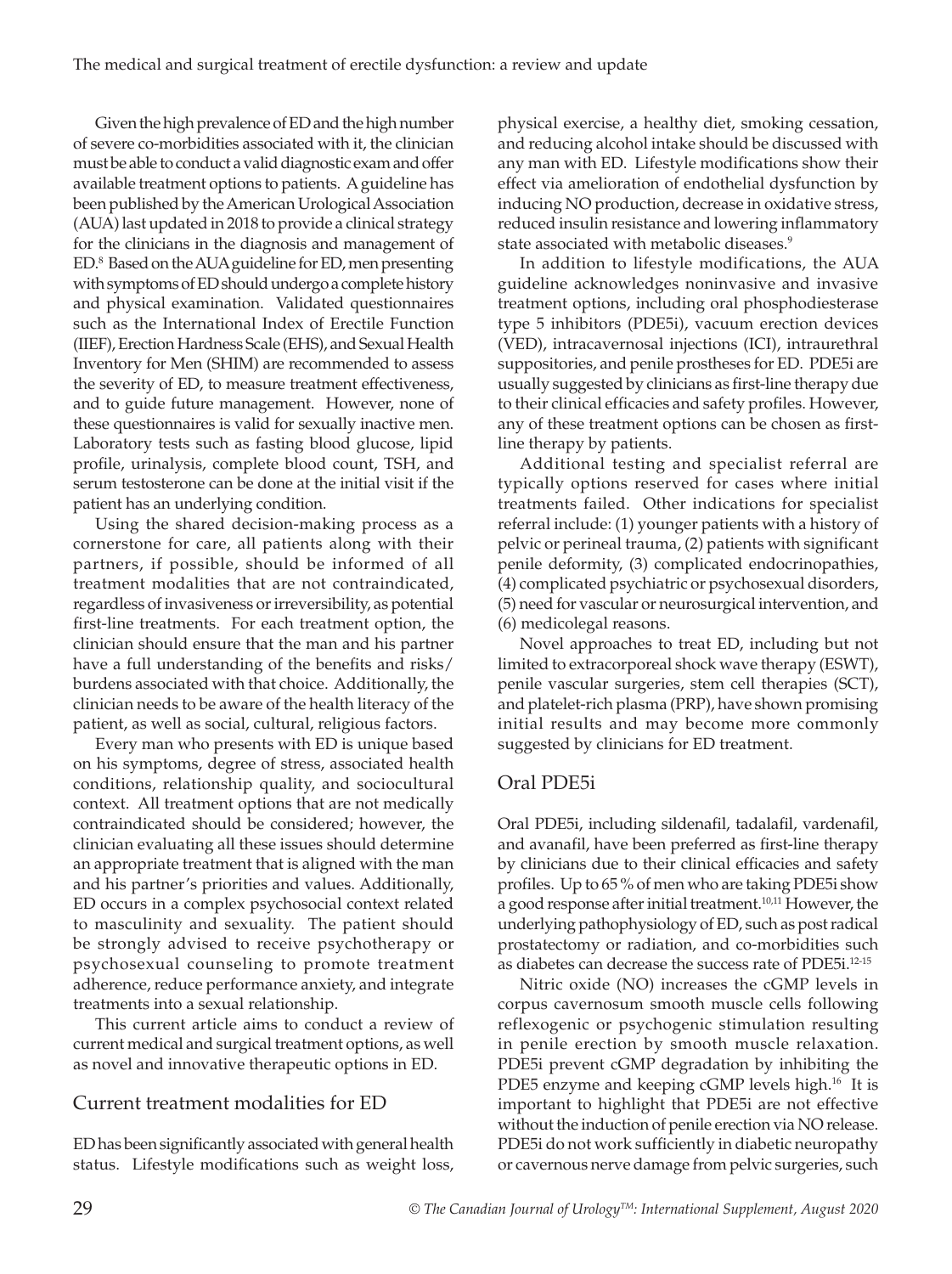Given the high prevalence of ED and the high number of severe co-morbidities associated with it, the clinician must be able to conduct a valid diagnostic exam and offer available treatment options to patients. A guideline has been published by the American Urological Association (AUA) last updated in 2018 to provide a clinical strategy for the clinicians in the diagnosis and management of ED.[8] Based on the AUA guideline for ED, men presenting with symptoms of ED should undergo a complete history and physical examination. Validated questionnaires such as the International Index of Erectile Function (IIEF), Erection Hardness Scale (EHS), and Sexual Health Inventory for Men (SHIM) are recommended to assess the severity of ED, to measure treatment effectiveness, and to guide future management. However, none of these questionnaires is valid for sexually inactive men. Laboratory tests such as fasting blood glucose, lipid profile, urinalysis, complete blood count, TSH, and serum testosterone can be done at the initial visit if the patient has an underlying condition.

Using the shared decision-making process as a cornerstone for care, all patients along with their partners, if possible, should be informed of all treatment modalities that are not contraindicated, regardless of invasiveness or irreversibility, as potential first-line treatments. For each treatment option, the clinician should ensure that the man and his partner have a full understanding of the benefits and risks/burdens associated with that choice. Additionally, the clinician needs to be aware of the health literacy of the patient, as well as social, cultural, religious factors.

Every man who presents with ED is unique based on his symptoms, degree of stress, associated health conditions, relationship quality, and sociocultural context. All treatment options that are not medically contraindicated should be considered; however, the clinician evaluating all these issues should determine an appropriate treatment that is aligned with the man and his partner's priorities and values. Additionally, ED occurs in a complex psychosocial context related to masculinity and sexuality. The patient should be strongly advised to receive psychotherapy or psychosexual counseling to promote treatment adherence, reduce performance anxiety, and integrate treatments into a sexual relationship.

This current article aims to conduct a review of current medical and surgical treatment options, as well as novel and innovative therapeutic options in ED.

## Current treatment modalities for ED

ED has been significantly associated with general health status. Lifestyle modifications such as weight loss, physical exercise, a healthy diet, smoking cessation, and reducing alcohol intake should be discussed with any man with ED. Lifestyle modifications show their effect via amelioration of endothelial dysfunction by inducing NO production, decrease in oxidative stress, reduced insulin resistance and lowering inflammatory state associated with metabolic diseases.[9]

In addition to lifestyle modifications, the AUA guideline acknowledges noninvasive and invasive treatment options, including oral phosphodiesterase type 5 inhibitors (PDE5i), vacuum erection devices (VED), intracavernosal injections (ICI), intraurethral suppositories, and penile prostheses for ED. PDE5i are usually suggested by clinicians as first-line therapy due to their clinical efficacies and safety profiles. However, any of these treatment options can be chosen as first-line therapy by patients.

Additional testing and specialist referral are typically options reserved for cases where initial treatments failed. Other indications for specialist referral include: (1) younger patients with a history of pelvic or perineal trauma, (2) patients with significant penile deformity, (3) complicated endocrinopathies, (4) complicated psychiatric or psychosexual disorders, (5) need for vascular or neurosurgical intervention, and (6) medicolegal reasons.

Novel approaches to treat ED, including but not limited to extracorporeal shock wave therapy (ESWT), penile vascular surgeries, stem cell therapies (SCT), and platelet-rich plasma (PRP), have shown promising initial results and may become more commonly suggested by clinicians for ED treatment.

## Oral PDE5i

Oral PDE5i, including sildenafil, tadalafil, vardenafil, and avanafil, have been preferred as first-line therapy by clinicians due to their clinical efficacies and safety profiles. Up to 65 % of men who are taking PDE5i show a good response after initial treatment.[10,11] However, the underlying pathophysiology of ED, such as post radical prostatectomy or radiation, and co-morbidities such as diabetes can decrease the success rate of PDE5i.[12-15]

Nitric oxide (NO) increases the cGMP levels in corpus cavernosum smooth muscle cells following reflexogenic or psychogenic stimulation resulting in penile erection by smooth muscle relaxation. PDE5i prevent cGMP degradation by inhibiting the PDE5 enzyme and keeping cGMP levels high.[16] It is important to highlight that PDE5i are not effective without the induction of penile erection via NO release. PDE5i do not work sufficiently in diabetic neuropathy or cavernous nerve damage from pelvic surgeries, such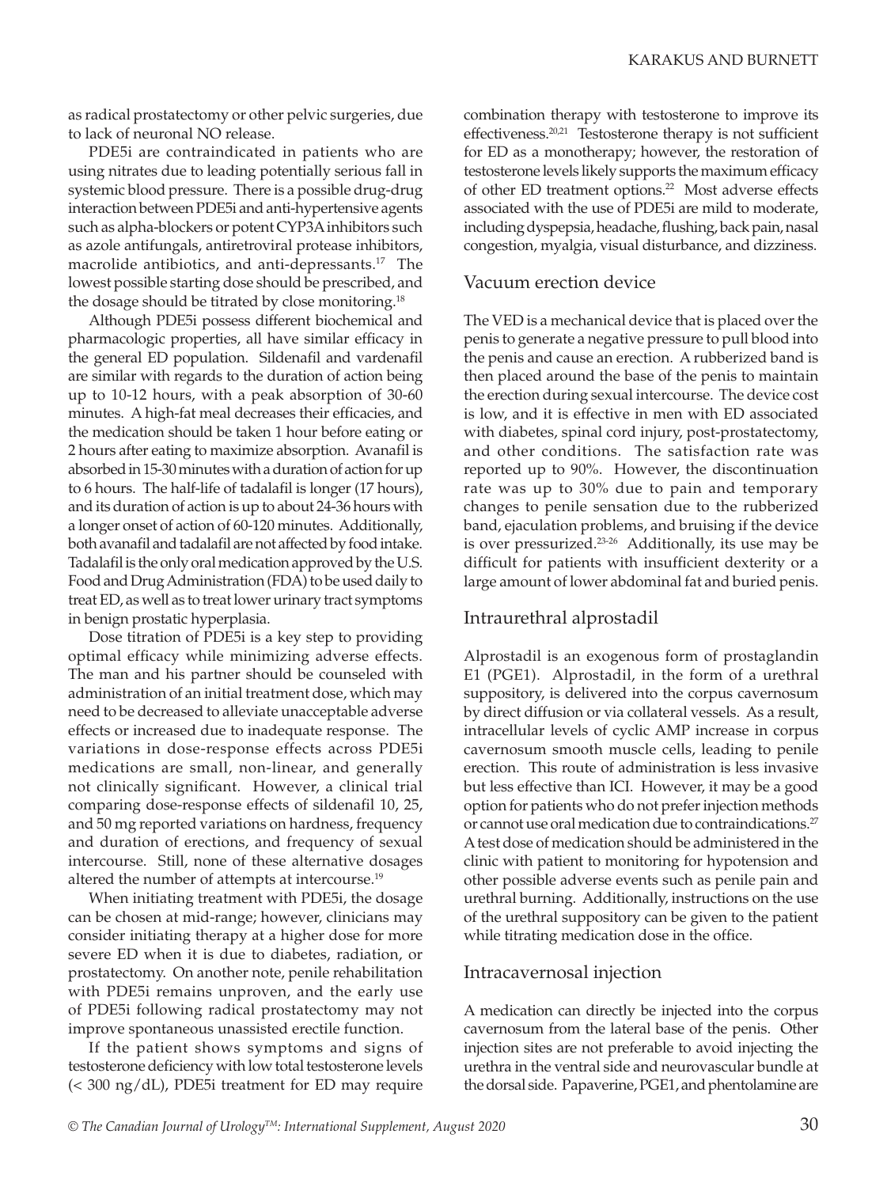as radical prostatectomy or other pelvic surgeries, due to lack of neuronal NO release.

PDE5i are contraindicated in patients who are using nitrates due to leading potentially serious fall in systemic blood pressure. There is a possible drug-drug interaction between PDE5i and anti-hypertensive agents such as alpha-blockers or potent CYP3A inhibitors such as azole antifungals, antiretroviral protease inhibitors, macrolide antibiotics, and anti-depressants.[17] The lowest possible starting dose should be prescribed, and the dosage should be titrated by close monitoring.[18]

Although PDE5i possess different biochemical and pharmacologic properties, all have similar efficacy in the general ED population. Sildenafil and vardenafil are similar with regards to the duration of action being up to 10-12 hours, with a peak absorption of 30-60 minutes. A high-fat meal decreases their efficacies, and the medication should be taken 1 hour before eating or 2 hours after eating to maximize absorption. Avanafil is absorbed in 15-30 minutes with a duration of action for up to 6 hours. The half-life of tadalafil is longer (17 hours), and its duration of action is up to about 24-36 hours with a longer onset of action of 60-120 minutes. Additionally, both avanafil and tadalafil are not affected by food intake. Tadalafil is the only oral medication approved by the U.S. Food and Drug Administration (FDA) to be used daily to treat ED, as well as to treat lower urinary tract symptoms in benign prostatic hyperplasia.

Dose titration of PDE5i is a key step to providing optimal efficacy while minimizing adverse effects. The man and his partner should be counseled with administration of an initial treatment dose, which may need to be decreased to alleviate unacceptable adverse effects or increased due to inadequate response. The variations in dose-response effects across PDE5i medications are small, non-linear, and generally not clinically significant. However, a clinical trial comparing dose-response effects of sildenafil 10, 25, and 50 mg reported variations on hardness, frequency and duration of erections, and frequency of sexual intercourse. Still, none of these alternative dosages altered the number of attempts at intercourse.[19]

When initiating treatment with PDE5i, the dosage can be chosen at mid-range; however, clinicians may consider initiating therapy at a higher dose for more severe ED when it is due to diabetes, radiation, or prostatectomy. On another note, penile rehabilitation with PDE5i remains unproven, and the early use of PDE5i following radical prostatectomy may not improve spontaneous unassisted erectile function.

If the patient shows symptoms and signs of testosterone deficiency with low total testosterone levels (< 300 ng/dL), PDE5i treatment for ED may require combination therapy with testosterone to improve its effectiveness.[20,21] Testosterone therapy is not sufficient for ED as a monotherapy; however, the restoration of testosterone levels likely supports the maximum efficacy of other ED treatment options.[22] Most adverse effects associated with the use of PDE5i are mild to moderate, including dyspepsia, headache, flushing, back pain, nasal congestion, myalgia, visual disturbance, and dizziness.

## Vacuum erection device

The VED is a mechanical device that is placed over the penis to generate a negative pressure to pull blood into the penis and cause an erection. A rubberized band is then placed around the base of the penis to maintain the erection during sexual intercourse. The device cost is low, and it is effective in men with ED associated with diabetes, spinal cord injury, post-prostatectomy, and other conditions. The satisfaction rate was reported up to 90%. However, the discontinuation rate was up to 30% due to pain and temporary changes to penile sensation due to the rubberized band, ejaculation problems, and bruising if the device is over pressurized.[23-26] Additionally, its use may be difficult for patients with insufficient dexterity or a large amount of lower abdominal fat and buried penis.

## Intraurethral alprostadil

Alprostadil is an exogenous form of prostaglandin E1 (PGE1). Alprostadil, in the form of a urethral suppository, is delivered into the corpus cavernosum by direct diffusion or via collateral vessels. As a result, intracellular levels of cyclic AMP increase in corpus cavernosum smooth muscle cells, leading to penile erection. This route of administration is less invasive but less effective than ICI. However, it may be a good option for patients who do not prefer injection methods or cannot use oral medication due to contraindications.[27] A test dose of medication should be administered in the clinic with patient to monitoring for hypotension and other possible adverse events such as penile pain and urethral burning. Additionally, instructions on the use of the urethral suppository can be given to the patient while titrating medication dose in the office.

## Intracavernosal injection

A medication can directly be injected into the corpus cavernosum from the lateral base of the penis. Other injection sites are not preferable to avoid injecting the urethra in the ventral side and neurovascular bundle at the dorsal side. Papaverine, PGE1, and phentolamine are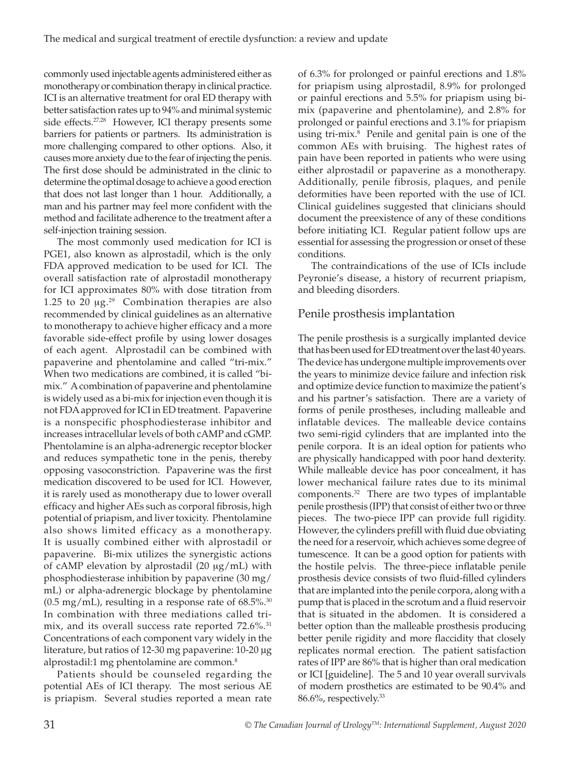commonly used injectable agents administered either as monotherapy or combination therapy in clinical practice. ICI is an alternative treatment for oral ED therapy with better satisfaction rates up to 94% and minimal systemic side effects.[27,28] However, ICI therapy presents some barriers for patients or partners. Its administration is more challenging compared to other options. Also, it causes more anxiety due to the fear of injecting the penis. The first dose should be administrated in the clinic to determine the optimal dosage to achieve a good erection that does not last longer than 1 hour. Additionally, a man and his partner may feel more confident with the method and facilitate adherence to the treatment after a self-injection training session.

The most commonly used medication for ICI is PGE1, also known as alprostadil, which is the only FDA approved medication to be used for ICI. The overall satisfaction rate of alprostadil monotherapy for ICI approximates 80% with dose titration from 1.25 to 20 µg.[29] Combination therapies are also recommended by clinical guidelines as an alternative to monotherapy to achieve higher efficacy and a more favorable side-effect profile by using lower dosages of each agent. Alprostadil can be combined with papaverine and phentolamine and called "tri-mix." When two medications are combined, it is called "bi-mix." A combination of papaverine and phentolamine is widely used as a bi-mix for injection even though it is not FDA approved for ICI in ED treatment. Papaverine is a nonspecific phosphodiesterase inhibitor and increases intracellular levels of both cAMP and cGMP. Phentolamine is an alpha-adrenergic receptor blocker and reduces sympathetic tone in the penis, thereby opposing vasoconstriction. Papaverine was the first medication discovered to be used for ICI. However, it is rarely used as monotherapy due to lower overall efficacy and higher AEs such as corporal fibrosis, high potential of priapism, and liver toxicity. Phentolamine also shows limited efficacy as a monotherapy. It is usually combined either with alprostadil or papaverine. Bi-mix utilizes the synergistic actions of cAMP elevation by alprostadil (20 µg/mL) with phosphodiesterase inhibition by papaverine (30 mg/mL) or alpha-adrenergic blockage by phentolamine (0.5 mg/mL), resulting in a response rate of 68.5%.[30] In combination with three mediations called tri-mix, and its overall success rate reported 72.6%.[31] Concentrations of each component vary widely in the literature, but ratios of 12-30 mg papaverine: 10-20 µg alprostadil:1 mg phentolamine are common.[8]

Patients should be counseled regarding the potential AEs of ICI therapy. The most serious AE is priapism. Several studies reported a mean rate of 6.3% for prolonged or painful erections and 1.8% for priapism using alprostadil, 8.9% for prolonged or painful erections and 5.5% for priapism using bi-mix (papaverine and phentolamine), and 2.8% for prolonged or painful erections and 3.1% for priapism using tri-mix.[8] Penile and genital pain is one of the common AEs with bruising. The highest rates of pain have been reported in patients who were using either alprostadil or papaverine as a monotherapy. Additionally, penile fibrosis, plaques, and penile deformities have been reported with the use of ICI. Clinical guidelines suggested that clinicians should document the preexistence of any of these conditions before initiating ICI. Regular patient follow ups are essential for assessing the progression or onset of these conditions.

The contraindications of the use of ICIs include Peyronie's disease, a history of recurrent priapism, and bleeding disorders.

## Penile prosthesis implantation

The penile prosthesis is a surgically implanted device that has been used for ED treatment over the last 40 years. The device has undergone multiple improvements over the years to minimize device failure and infection risk and optimize device function to maximize the patient's and his partner's satisfaction. There are a variety of forms of penile prostheses, including malleable and inflatable devices. The malleable device contains two semi-rigid cylinders that are implanted into the penile corpora. It is an ideal option for patients who are physically handicapped with poor hand dexterity. While malleable device has poor concealment, it has lower mechanical failure rates due to its minimal components.[32] There are two types of implantable penile prosthesis (IPP) that consist of either two or three pieces. The two-piece IPP can provide full rigidity. However, the cylinders prefill with fluid due obviating the need for a reservoir, which achieves some degree of tumescence. It can be a good option for patients with the hostile pelvis. The three-piece inflatable penile prosthesis device consists of two fluid-filled cylinders that are implanted into the penile corpora, along with a pump that is placed in the scrotum and a fluid reservoir that is situated in the abdomen. It is considered a better option than the malleable prosthesis producing better penile rigidity and more flaccidity that closely replicates normal erection. The patient satisfaction rates of IPP are 86% that is higher than oral medication or ICI [guideline]. The 5 and 10 year overall survivals of modern prosthetics are estimated to be 90.4% and 86.6%, respectively.[33]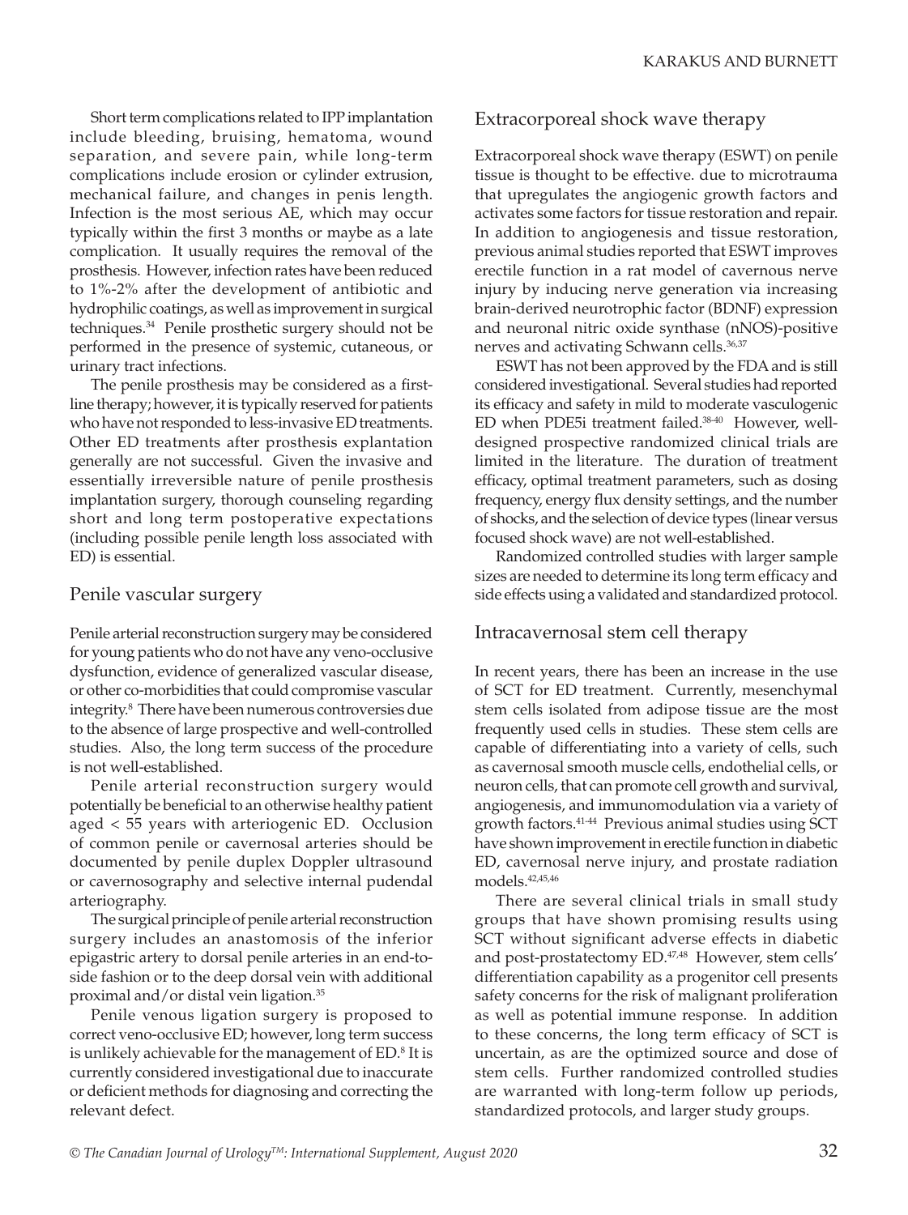Short term complications related to IPP implantation include bleeding, bruising, hematoma, wound separation, and severe pain, while long-term complications include erosion or cylinder extrusion, mechanical failure, and changes in penis length. Infection is the most serious AE, which may occur typically within the first 3 months or maybe as a late complication. It usually requires the removal of the prosthesis. However, infection rates have been reduced to 1%-2% after the development of antibiotic and hydrophilic coatings, as well as improvement in surgical techniques.[34] Penile prosthetic surgery should not be performed in the presence of systemic, cutaneous, or urinary tract infections.

The penile prosthesis may be considered as a first-line therapy; however, it is typically reserved for patients who have not responded to less-invasive ED treatments. Other ED treatments after prosthesis explantation generally are not successful. Given the invasive and essentially irreversible nature of penile prosthesis implantation surgery, thorough counseling regarding short and long term postoperative expectations (including possible penile length loss associated with ED) is essential.

## Penile vascular surgery

Penile arterial reconstruction surgery may be considered for young patients who do not have any veno-occlusive dysfunction, evidence of generalized vascular disease, or other co-morbidities that could compromise vascular integrity.[8] There have been numerous controversies due to the absence of large prospective and well-controlled studies. Also, the long term success of the procedure is not well-established.

Penile arterial reconstruction surgery would potentially be beneficial to an otherwise healthy patient aged < 55 years with arteriogenic ED. Occlusion of common penile or cavernosal arteries should be documented by penile duplex Doppler ultrasound or cavernosography and selective internal pudendal arteriography.

The surgical principle of penile arterial reconstruction surgery includes an anastomosis of the inferior epigastric artery to dorsal penile arteries in an end-to-side fashion or to the deep dorsal vein with additional proximal and/or distal vein ligation.[35]

Penile venous ligation surgery is proposed to correct veno-occlusive ED; however, long term success is unlikely achievable for the management of ED.[8] It is currently considered investigational due to inaccurate or deficient methods for diagnosing and correcting the relevant defect.

## Extracorporeal shock wave therapy

Extracorporeal shock wave therapy (ESWT) on penile tissue is thought to be effective. due to microtrauma that upregulates the angiogenic growth factors and activates some factors for tissue restoration and repair. In addition to angiogenesis and tissue restoration, previous animal studies reported that ESWT improves erectile function in a rat model of cavernous nerve injury by inducing nerve generation via increasing brain-derived neurotrophic factor (BDNF) expression and neuronal nitric oxide synthase (nNOS)-positive nerves and activating Schwann cells.[36,37]

ESWT has not been approved by the FDA and is still considered investigational. Several studies had reported its efficacy and safety in mild to moderate vasculogenic ED when PDE5i treatment failed.[38-40] However, well-designed prospective randomized clinical trials are limited in the literature. The duration of treatment efficacy, optimal treatment parameters, such as dosing frequency, energy flux density settings, and the number of shocks, and the selection of device types (linear versus focused shock wave) are not well-established.

Randomized controlled studies with larger sample sizes are needed to determine its long term efficacy and side effects using a validated and standardized protocol.

## Intracavernosal stem cell therapy

In recent years, there has been an increase in the use of SCT for ED treatment. Currently, mesenchymal stem cells isolated from adipose tissue are the most frequently used cells in studies. These stem cells are capable of differentiating into a variety of cells, such as cavernosal smooth muscle cells, endothelial cells, or neuron cells, that can promote cell growth and survival, angiogenesis, and immunomodulation via a variety of growth factors.[41-44] Previous animal studies using SCT have shown improvement in erectile function in diabetic ED, cavernosal nerve injury, and prostate radiation models.[42,45,46]

There are several clinical trials in small study groups that have shown promising results using SCT without significant adverse effects in diabetic and post-prostatectomy ED.[47,48] However, stem cells' differentiation capability as a progenitor cell presents safety concerns for the risk of malignant proliferation as well as potential immune response. In addition to these concerns, the long term efficacy of SCT is uncertain, as are the optimized source and dose of stem cells. Further randomized controlled studies are warranted with long-term follow up periods, standardized protocols, and larger study groups.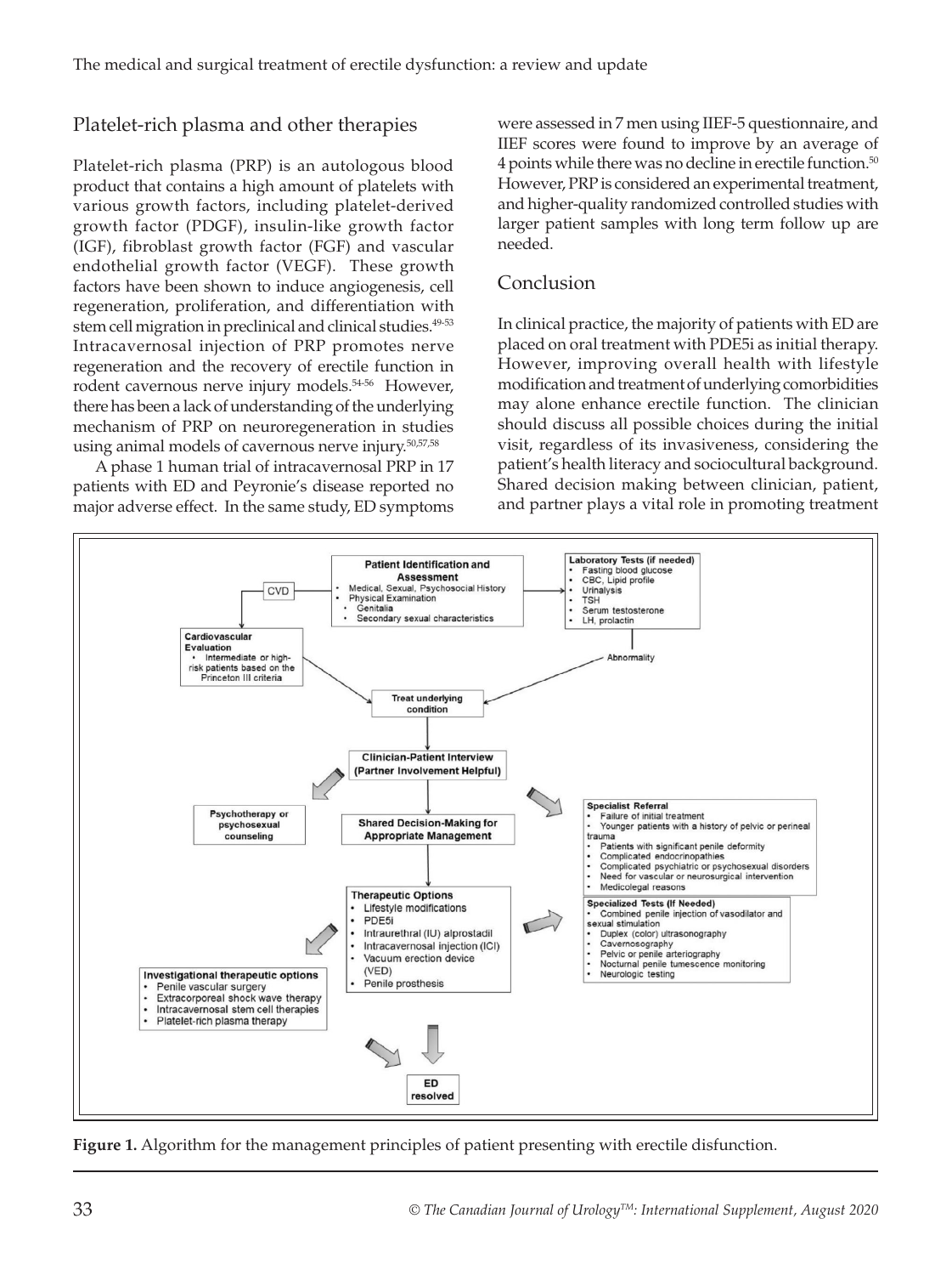## Platelet-rich plasma and other therapies

Platelet-rich plasma (PRP) is an autologous blood product that contains a high amount of platelets with various growth factors, including platelet-derived growth factor (PDGF), insulin-like growth factor (IGF), fibroblast growth factor (FGF) and vascular endothelial growth factor (VEGF). These growth factors have been shown to induce angiogenesis, cell regeneration, proliferation, and differentiation with stem cell migration in preclinical and clinical studies.[49-53] Intracavernosal injection of PRP promotes nerve regeneration and the recovery of erectile function in rodent cavernous nerve injury models.[54-56] However, there has been a lack of understanding of the underlying mechanism of PRP on neuroregeneration in studies using animal models of cavernous nerve injury.[50,57,58]

A phase 1 human trial of intracavernosal PRP in 17 patients with ED and Peyronie's disease reported no major adverse effect. In the same study, ED symptoms were assessed in 7 men using IIEF-5 questionnaire, and IIEF scores were found to improve by an average of 4 points while there was no decline in erectile function.[50] However, PRP is considered an experimental treatment, and higher-quality randomized controlled studies with larger patient samples with long term follow up are needed.

## Conclusion

In clinical practice, the majority of patients with ED are placed on oral treatment with PDE5i as initial therapy. However, improving overall health with lifestyle modification and treatment of underlying comorbidities may alone enhance erectile function. The clinician should discuss all possible choices during the initial visit, regardless of its invasiveness, considering the patient's health literacy and sociocultural background. Shared decision making between clinician, patient, and partner plays a vital role in promoting treatment

**Patient Identification and Assessment**
- Medical, Sexual, Psychosocial History
- Physical Examination
  - Genitalia
  - Secondary sexual characteristics

CVD

**Cardiovascular Evaluation**
- Intermediate or high-risk patients based on the Princeton III criteria

**Laboratory Tests (if needed)**
- Fasting blood glucose
- CBC, Lipid profile
- Urinalysis
- TSH
- Serum testosterone
- LH, prolactin

Abnormality

**Treat underlying condition**

**Clinician-Patient Interview (Partner Involvement Helpful)**

**Psychotherapy or psychosexual counseling**

**Shared Decision-Making for Appropriate Management**

**Specialist Referral**
- Failure of initial treatment
- Younger patients with a history of pelvic or perineal trauma
- Patients with significant penile deformity
- Complicated endocrinopathies
- Complicated psychiatric or psychosexual disorders
- Need for vascular or neurosurgical intervention
- Medicolegal reasons

**Therapeutic Options**
- Lifestyle modifications
- PDE5i
- Intraurethral (IU) alprostadil
- Intracavernosal injection (ICI)
- Vacuum erection device (VED)
- Penile prosthesis

**Specialized Tests (If Needed)**
- Combined penile injection of vasodilator and sexual stimulation
- Duplex (color) ultrasonography
- Cavernosography
- Pelvic or penile arteriography
- Nocturnal penile tumescence monitoring
- Neurologic testing

**Investigational therapeutic options**
- Penile vascular surgery
- Extracorporeal shock wave therapy
- Intracavernosal stem cell therapies
- Platelet-rich plasma therapy

**ED resolved**

**Figure 1.** Algorithm for the management principles of patient presenting with erectile disfunction.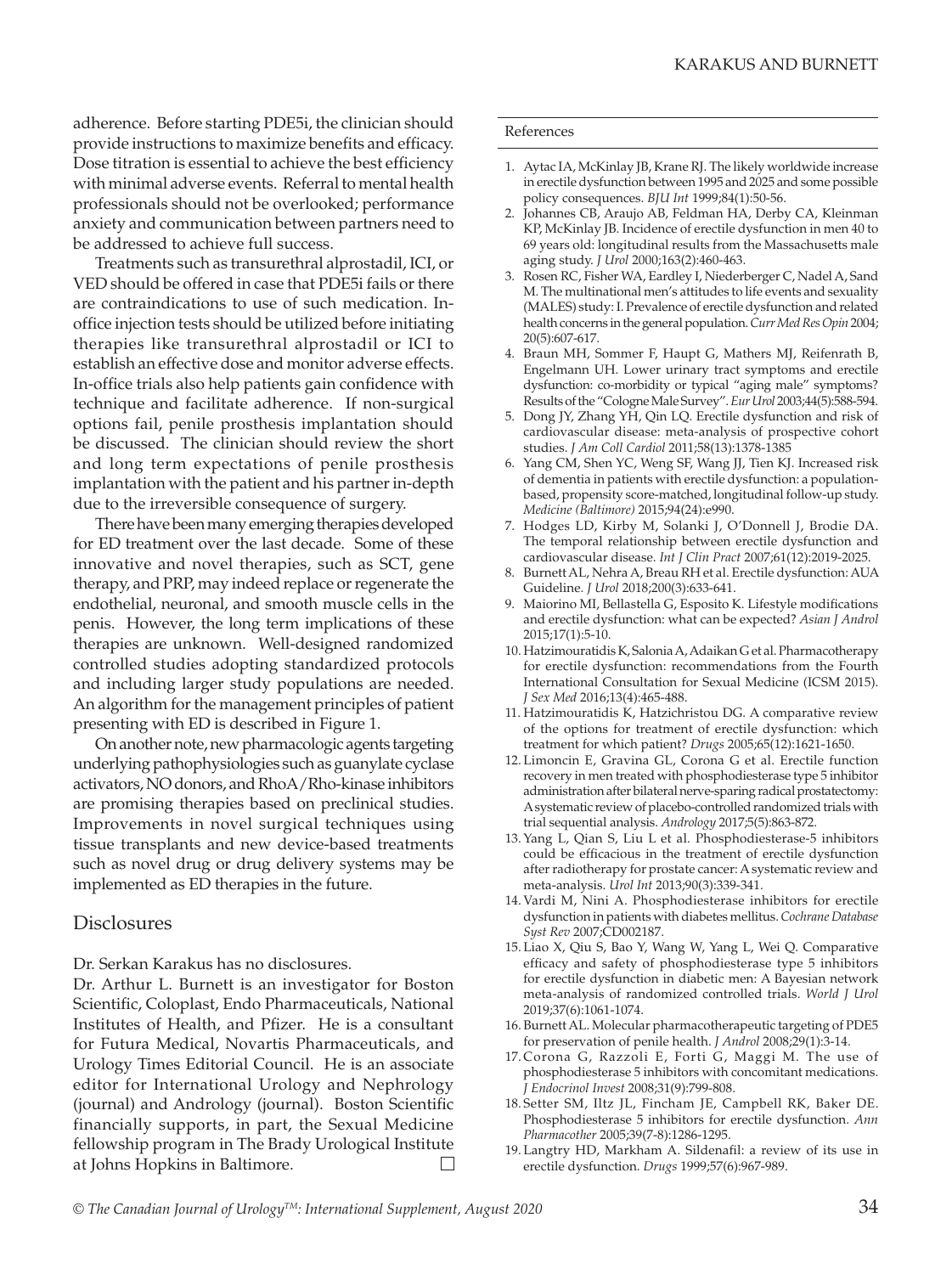adherence. Before starting PDE5i, the clinician should provide instructions to maximize benefits and efficacy. Dose titration is essential to achieve the best efficiency with minimal adverse events. Referral to mental health professionals should not be overlooked; performance anxiety and communication between partners need to be addressed to achieve full success.

Treatments such as transurethral alprostadil, ICI, or VED should be offered in case that PDE5i fails or there are contraindications to use of such medication. In-office injection tests should be utilized before initiating therapies like transurethral alprostadil or ICI to establish an effective dose and monitor adverse effects. In-office trials also help patients gain confidence with technique and facilitate adherence. If non-surgical options fail, penile prosthesis implantation should be discussed. The clinician should review the short and long term expectations of penile prosthesis implantation with the patient and his partner in-depth due to the irreversible consequence of surgery.

There have been many emerging therapies developed for ED treatment over the last decade. Some of these innovative and novel therapies, such as SCT, gene therapy, and PRP, may indeed replace or regenerate the endothelial, neuronal, and smooth muscle cells in the penis. However, the long term implications of these therapies are unknown. Well-designed randomized controlled studies adopting standardized protocols and including larger study populations are needed. An algorithm for the management principles of patient presenting with ED is described in Figure 1.

On another note, new pharmacologic agents targeting underlying pathophysiologies such as guanylate cyclase activators, NO donors, and RhoA/Rho-kinase inhibitors are promising therapies based on preclinical studies. Improvements in novel surgical techniques using tissue transplants and new device-based treatments such as novel drug or drug delivery systems may be implemented as ED therapies in the future.

## Disclosures

Dr. Serkan Karakus has no disclosures.

Dr. Arthur L. Burnett is an investigator for Boston Scientific, Coloplast, Endo Pharmaceuticals, National Institutes of Health, and Pfizer. He is a consultant for Futura Medical, Novartis Pharmaceuticals, and Urology Times Editorial Council. He is an associate editor for International Urology and Nephrology (journal) and Andrology (journal). Boston Scientific financially supports, in part, the Sexual Medicine fellowship program in The Brady Urological Institute at Johns Hopkins in Baltimore.

## References

1. Aytac IA, McKinlay JB, Krane RJ. The likely worldwide increase in erectile dysfunction between 1995 and 2025 and some possible policy consequences. *BJU Int* 1999;84(1):50-56.
2. Johannes CB, Araujo AB, Feldman HA, Derby CA, Kleinman KP, McKinlay JB. Incidence of erectile dysfunction in men 40 to 69 years old: longitudinal results from the Massachusetts male aging study. *J Urol* 2000;163(2):460-463.
3. Rosen RC, Fisher WA, Eardley I, Niederberger C, Nadel A, Sand M. The multinational men's attitudes to life events and sexuality (MALES) study: I. Prevalence of erectile dysfunction and related health concerns in the general population. *Curr Med Res Opin* 2004; 20(5):607-617.
4. Braun MH, Sommer F, Haupt G, Mathers MJ, Reifenrath B, Engelmann UH. Lower urinary tract symptoms and erectile dysfunction: co-morbidity or typical "aging male" symptoms? Results of the "Cologne Male Survey". *Eur Urol* 2003;44(5):588-594.
5. Dong JY, Zhang YH, Qin LQ. Erectile dysfunction and risk of cardiovascular disease: meta-analysis of prospective cohort studies. *J Am Coll Cardiol* 2011;58(13):1378-1385
6. Yang CM, Shen YC, Weng SF, Wang JJ, Tien KJ. Increased risk of dementia in patients with erectile dysfunction: a population-based, propensity score-matched, longitudinal follow-up study. *Medicine (Baltimore)* 2015;94(24):e990.
7. Hodges LD, Kirby M, Solanki J, O'Donnell J, Brodie DA. The temporal relationship between erectile dysfunction and cardiovascular disease. *Int J Clin Pract* 2007;61(12):2019-2025.
8. Burnett AL, Nehra A, Breau RH et al. Erectile dysfunction: AUA Guideline. *J Urol* 2018;200(3):633-641.
9. Maiorino MI, Bellastella G, Esposito K. Lifestyle modifications and erectile dysfunction: what can be expected? *Asian J Androl* 2015;17(1):5-10.
10. Hatzimouratidis K, Salonia A, Adaikan G et al. Pharmacotherapy for erectile dysfunction: recommendations from the Fourth International Consultation for Sexual Medicine (ICSM 2015). *J Sex Med* 2016;13(4):465-488.
11. Hatzimouratidis K, Hatzichristou DG. A comparative review of the options for treatment of erectile dysfunction: which treatment for which patient? *Drugs* 2005;65(12):1621-1650.
12. Limoncin E, Gravina GL, Corona G et al. Erectile function recovery in men treated with phosphodiesterase type 5 inhibitor administration after bilateral nerve-sparing radical prostatectomy: A systematic review of placebo-controlled randomized trials with trial sequential analysis. *Andrology* 2017;5(5):863-872.
13. Yang L, Qian S, Liu L et al. Phosphodiesterase-5 inhibitors could be efficacious in the treatment of erectile dysfunction after radiotherapy for prostate cancer: A systematic review and meta-analysis. *Urol Int* 2013;90(3):339-341.
14. Vardi M, Nini A. Phosphodiesterase inhibitors for erectile dysfunction in patients with diabetes mellitus. *Cochrane Database Syst Rev* 2007;CD002187.
15. Liao X, Qiu S, Bao Y, Wang W, Yang L, Wei Q. Comparative efficacy and safety of phosphodiesterase type 5 inhibitors for erectile dysfunction in diabetic men: A Bayesian network meta-analysis of randomized controlled trials. *World J Urol* 2019;37(6):1061-1074.
16. Burnett AL. Molecular pharmacotherapeutic targeting of PDE5 for preservation of penile health. *J Androl* 2008;29(1):3-14.
17. Corona G, Razzoli E, Forti G, Maggi M. The use of phosphodiesterase 5 inhibitors with concomitant medications. *J Endocrinol Invest* 2008;31(9):799-808.
18. Setter SM, Iltz JL, Fincham JE, Campbell RK, Baker DE. Phosphodiesterase 5 inhibitors for erectile dysfunction. *Ann Pharmacother* 2005;39(7-8):1286-1295.
19. Langtry HD, Markham A. Sildenafil: a review of its use in erectile dysfunction. *Drugs* 1999;57(6):967-989.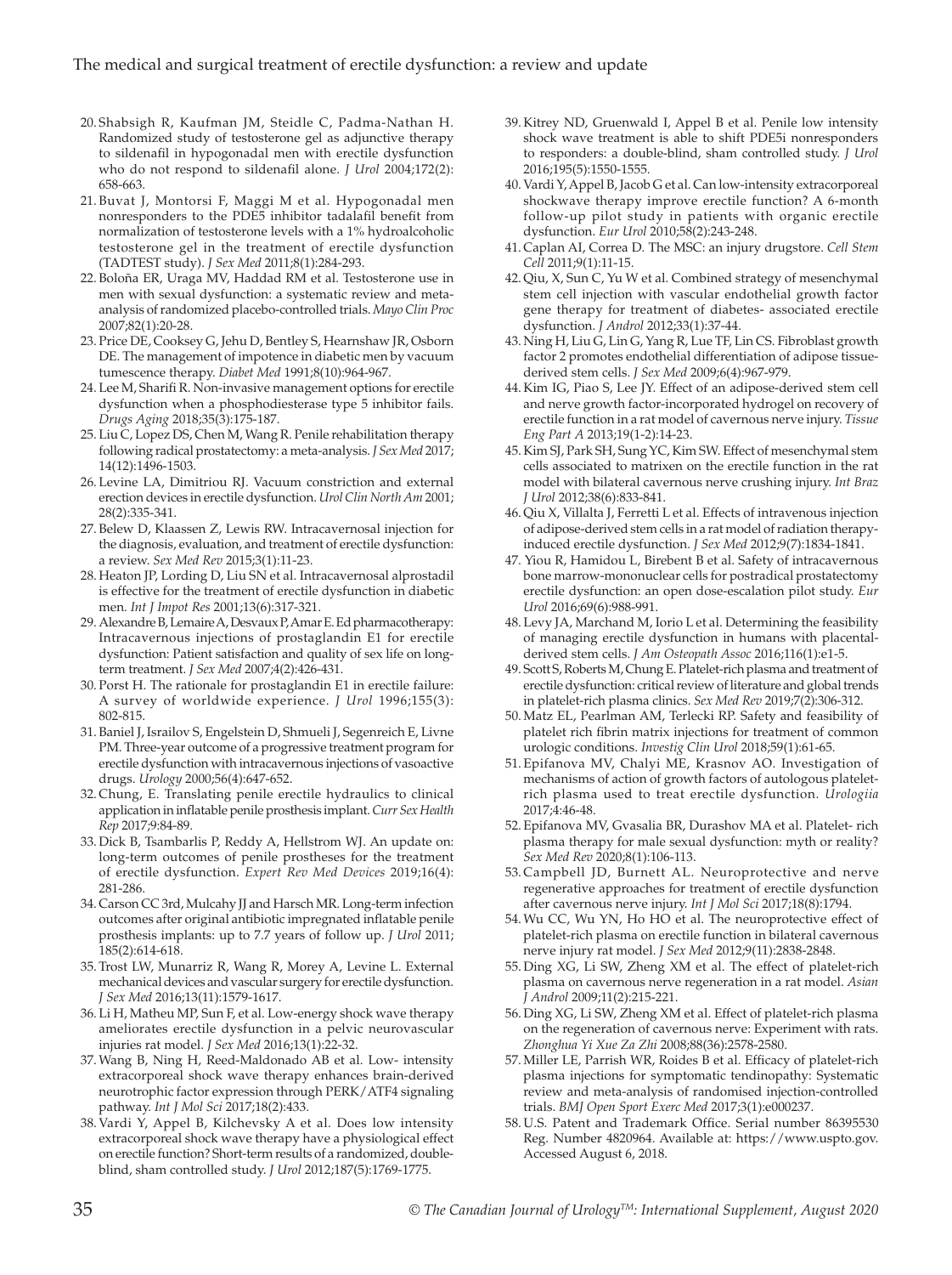20. Shabsigh R, Kaufman JM, Steidle C, Padma-Nathan H. Randomized study of testosterone gel as adjunctive therapy to sildenafil in hypogonadal men with erectile dysfunction who do not respond to sildenafil alone. *J Urol* 2004;172(2): 658-663.
21. Buvat J, Montorsi F, Maggi M et al. Hypogonadal men nonresponders to the PDE5 inhibitor tadalafil benefit from normalization of testosterone levels with a 1% hydroalcoholic testosterone gel in the treatment of erectile dysfunction (TADTEST study). *J Sex Med* 2011;8(1):284-293.
22. Boloña ER, Uraga MV, Haddad RM et al. Testosterone use in men with sexual dysfunction: a systematic review and meta-analysis of randomized placebo-controlled trials. *Mayo Clin Proc* 2007;82(1):20-28.
23. Price DE, Cooksey G, Jehu D, Bentley S, Hearnshaw JR, Osborn DE. The management of impotence in diabetic men by vacuum tumescence therapy. *Diabet Med* 1991;8(10):964-967.
24. Lee M, Sharifi R. Non-invasive management options for erectile dysfunction when a phosphodiesterase type 5 inhibitor fails. *Drugs Aging* 2018;35(3):175-187.
25. Liu C, Lopez DS, Chen M, Wang R. Penile rehabilitation therapy following radical prostatectomy: a meta-analysis. *J Sex Med* 2017; 14(12):1496-1503.
26. Levine LA, Dimitriou RJ. Vacuum constriction and external erection devices in erectile dysfunction. *Urol Clin North Am* 2001; 28(2):335-341.
27. Belew D, Klaassen Z, Lewis RW. Intracavernosal injection for the diagnosis, evaluation, and treatment of erectile dysfunction: a review. *Sex Med Rev* 2015;3(1):11-23.
28. Heaton JP, Lording D, Liu SN et al. Intracavernosal alprostadil is effective for the treatment of erectile dysfunction in diabetic men. *Int J Impot Res* 2001;13(6):317-321.
29. Alexandre B, Lemaire A, Desvaux P, Amar E. Ed pharmacotherapy: Intracavernous injections of prostaglandin E1 for erectile dysfunction: Patient satisfaction and quality of sex life on long-term treatment. *J Sex Med* 2007;4(2):426-431.
30. Porst H. The rationale for prostaglandin E1 in erectile failure: A survey of worldwide experience. *J Urol* 1996;155(3): 802-815.
31. Baniel J, Israilov S, Engelstein D, Shmueli J, Segenreich E, Livne PM. Three-year outcome of a progressive treatment program for erectile dysfunction with intracavernous injections of vasoactive drugs. *Urology* 2000;56(4):647-652.
32. Chung, E. Translating penile erectile hydraulics to clinical application in inflatable penile prosthesis implant. *Curr Sex Health Rep* 2017;9:84-89.
33. Dick B, Tsambarlis P, Reddy A, Hellstrom WJ. An update on: long-term outcomes of penile prostheses for the treatment of erectile dysfunction. *Expert Rev Med Devices* 2019;16(4): 281-286.
34. Carson CC 3rd, Mulcahy JJ and Harsch MR. Long-term infection outcomes after original antibiotic impregnated inflatable penile prosthesis implants: up to 7.7 years of follow up. *J Urol* 2011; 185(2):614-618.
35. Trost LW, Munarriz R, Wang R, Morey A, Levine L. External mechanical devices and vascular surgery for erectile dysfunction. *J Sex Med* 2016;13(11):1579-1617.
36. Li H, Matheu MP, Sun F, et al. Low-energy shock wave therapy ameliorates erectile dysfunction in a pelvic neurovascular injuries rat model. *J Sex Med* 2016;13(1):22-32.
37. Wang B, Ning H, Reed-Maldonado AB et al. Low- intensity extracorporeal shock wave therapy enhances brain-derived neurotrophic factor expression through PERK/ATF4 signaling pathway. *Int J Mol Sci* 2017;18(2):433.
38. Vardi Y, Appel B, Kilchevsky A et al. Does low intensity extracorporeal shock wave therapy have a physiological effect on erectile function? Short-term results of a randomized, double-blind, sham controlled study. *J Urol* 2012;187(5):1769-1775.
39. Kitrey ND, Gruenwald I, Appel B et al. Penile low intensity shock wave treatment is able to shift PDE5i nonresponders to responders: a double-blind, sham controlled study. *J Urol* 2016;195(5):1550-1555.
40. Vardi Y, Appel B, Jacob G et al. Can low-intensity extracorporeal shockwave therapy improve erectile function? A 6-month follow-up pilot study in patients with organic erectile dysfunction. *Eur Urol* 2010;58(2):243-248.
41. Caplan AI, Correa D. The MSC: an injury drugstore. *Cell Stem Cell* 2011;9(1):11-15.
42. Qiu, X, Sun C, Yu W et al. Combined strategy of mesenchymal stem cell injection with vascular endothelial growth factor gene therapy for treatment of diabetes- associated erectile dysfunction. *J Androl* 2012;33(1):37-44.
43. Ning H, Liu G, Lin G, Yang R, Lue TF, Lin CS. Fibroblast growth factor 2 promotes endothelial differentiation of adipose tissue-derived stem cells. *J Sex Med* 2009;6(4):967-979.
44. Kim IG, Piao S, Lee JY. Effect of an adipose-derived stem cell and nerve growth factor-incorporated hydrogel on recovery of erectile function in a rat model of cavernous nerve injury. *Tissue Eng Part A* 2013;19(1-2):14-23.
45. Kim SJ, Park SH, Sung YC, Kim SW. Effect of mesenchymal stem cells associated to matrixen on the erectile function in the rat model with bilateral cavernous nerve crushing injury. *Int Braz J Urol* 2012;38(6):833-841.
46. Qiu X, Villalta J, Ferretti L et al. Effects of intravenous injection of adipose-derived stem cells in a rat model of radiation therapy-induced erectile dysfunction. *J Sex Med* 2012;9(7):1834-1841.
47. Yiou R, Hamidou L, Birebent B et al. Safety of intracavernous bone marrow-mononuclear cells for postradical prostatectomy erectile dysfunction: an open dose-escalation pilot study. *Eur Urol* 2016;69(6):988-991.
48. Levy JA, Marchand M, Iorio L et al. Determining the feasibility of managing erectile dysfunction in humans with placental-derived stem cells. *J Am Osteopath Assoc* 2016;116(1):e1-5.
49. Scott S, Roberts M, Chung E. Platelet-rich plasma and treatment of erectile dysfunction: critical review of literature and global trends in platelet-rich plasma clinics. *Sex Med Rev* 2019;7(2):306-312.
50. Matz EL, Pearlman AM, Terlecki RP. Safety and feasibility of platelet rich fibrin matrix injections for treatment of common urologic conditions. *Investig Clin Urol* 2018;59(1):61-65.
51. Epifanova MV, Chalyi ME, Krasnov AO. Investigation of mechanisms of action of growth factors of autologous platelet-rich plasma used to treat erectile dysfunction. *Urologiia* 2017;4:46-48.
52. Epifanova MV, Gvasalia BR, Durashov MA et al. Platelet- rich plasma therapy for male sexual dysfunction: myth or reality? *Sex Med Rev* 2020;8(1):106-113.
53. Campbell JD, Burnett AL. Neuroprotective and nerve regenerative approaches for treatment of erectile dysfunction after cavernous nerve injury. *Int J Mol Sci* 2017;18(8):1794.
54. Wu CC, Wu YN, Ho HO et al. The neuroprotective effect of platelet-rich plasma on erectile function in bilateral cavernous nerve injury rat model. *J Sex Med* 2012;9(11):2838-2848.
55. Ding XG, Li SW, Zheng XM et al. The effect of platelet-rich plasma on cavernous nerve regeneration in a rat model. *Asian J Androl* 2009;11(2):215-221.
56. Ding XG, Li SW, Zheng XM et al. Effect of platelet-rich plasma on the regeneration of cavernous nerve: Experiment with rats. *Zhonghua Yi Xue Za Zhi* 2008;88(36):2578-2580.
57. Miller LE, Parrish WR, Roides B et al. Efficacy of platelet-rich plasma injections for symptomatic tendinopathy: Systematic review and meta-analysis of randomised injection-controlled trials. *BMJ Open Sport Exerc Med* 2017;3(1):e000237.
58. U.S. Patent and Trademark Office. Serial number 86395530 Reg. Number 4820964. Available at: https://www.uspto.gov. Accessed August 6, 2018.